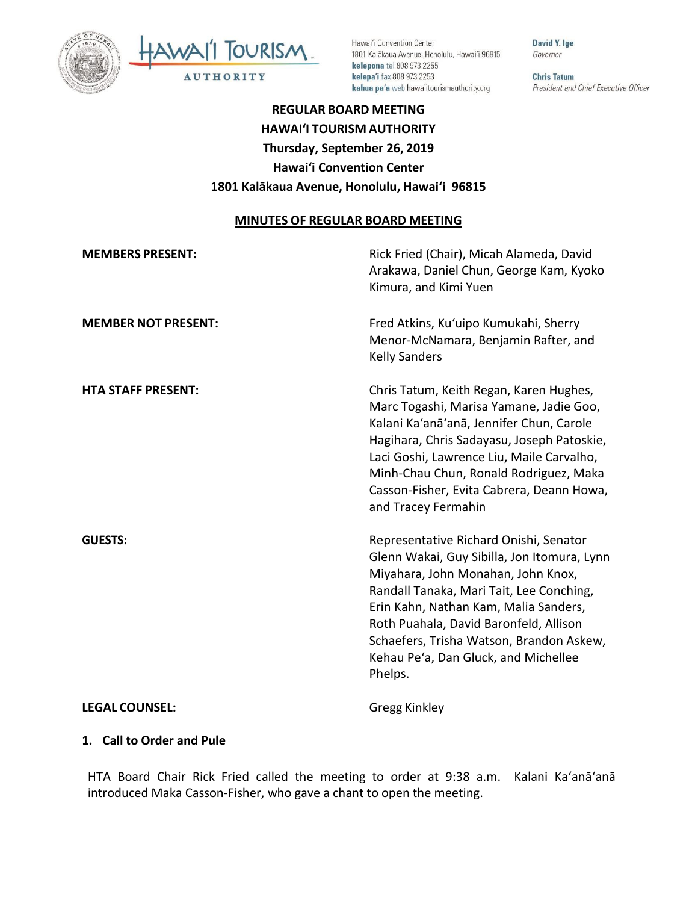Hawaiʻi Convention Center
1801 Kalākaua Avenue, Honolulu, Hawaiʻi 96815
**kelepona** tel 808 973 2255
**kelepaʻi** fax 808 973 2253
**kahua paʻa** web hawaiitourismauthority.org

**David Y. Ige**
*Governor*

**Chris Tatum**
*President and Chief Executive Officer*

**REGULAR BOARD MEETING**
**HAWAIʻI TOURISM AUTHORITY**
**Thursday, September 26, 2019**
**Hawaiʻi Convention Center**
**1801 Kalākaua Avenue, Honolulu, Hawaiʻi 96815**

**MINUTES OF REGULAR BOARD MEETING**

| | |
|---|---|
| **MEMBERS PRESENT:** | Rick Fried (Chair), Micah Alameda, David Arakawa, Daniel Chun, George Kam, Kyoko Kimura, and Kimi Yuen |
| **MEMBER NOT PRESENT:** | Fred Atkins, Kuʻuipo Kumukahi, Sherry Menor-McNamara, Benjamin Rafter, and Kelly Sanders |
| **HTA STAFF PRESENT:** | Chris Tatum, Keith Regan, Karen Hughes, Marc Togashi, Marisa Yamane, Jadie Goo, Kalani Kaʻanāʻanā, Jennifer Chun, Carole Hagihara, Chris Sadayasu, Joseph Patoskie, Laci Goshi, Lawrence Liu, Maile Carvalho, Minh-Chau Chun, Ronald Rodriguez, Maka Casson-Fisher, Evita Cabrera, Deann Howa, and Tracey Fermahin |
| **GUESTS:** | Representative Richard Onishi, Senator Glenn Wakai, Guy Sibilla, Jon Itomura, Lynn Miyahara, John Monahan, John Knox, Randall Tanaka, Mari Tait, Lee Conching, Erin Kahn, Nathan Kam, Malia Sanders, Roth Puahala, David Baronfeld, Allison Schaefers, Trisha Watson, Brandon Askew, Kehau Peʻa, Dan Gluck, and Michellee Phelps. |
| **LEGAL COUNSEL:** | Gregg Kinkley |

**1. Call to Order and Pule**

HTA Board Chair Rick Fried called the meeting to order at 9:38 a.m. Kalani Kaʻanāʻanā introduced Maka Casson-Fisher, who gave a chant to open the meeting.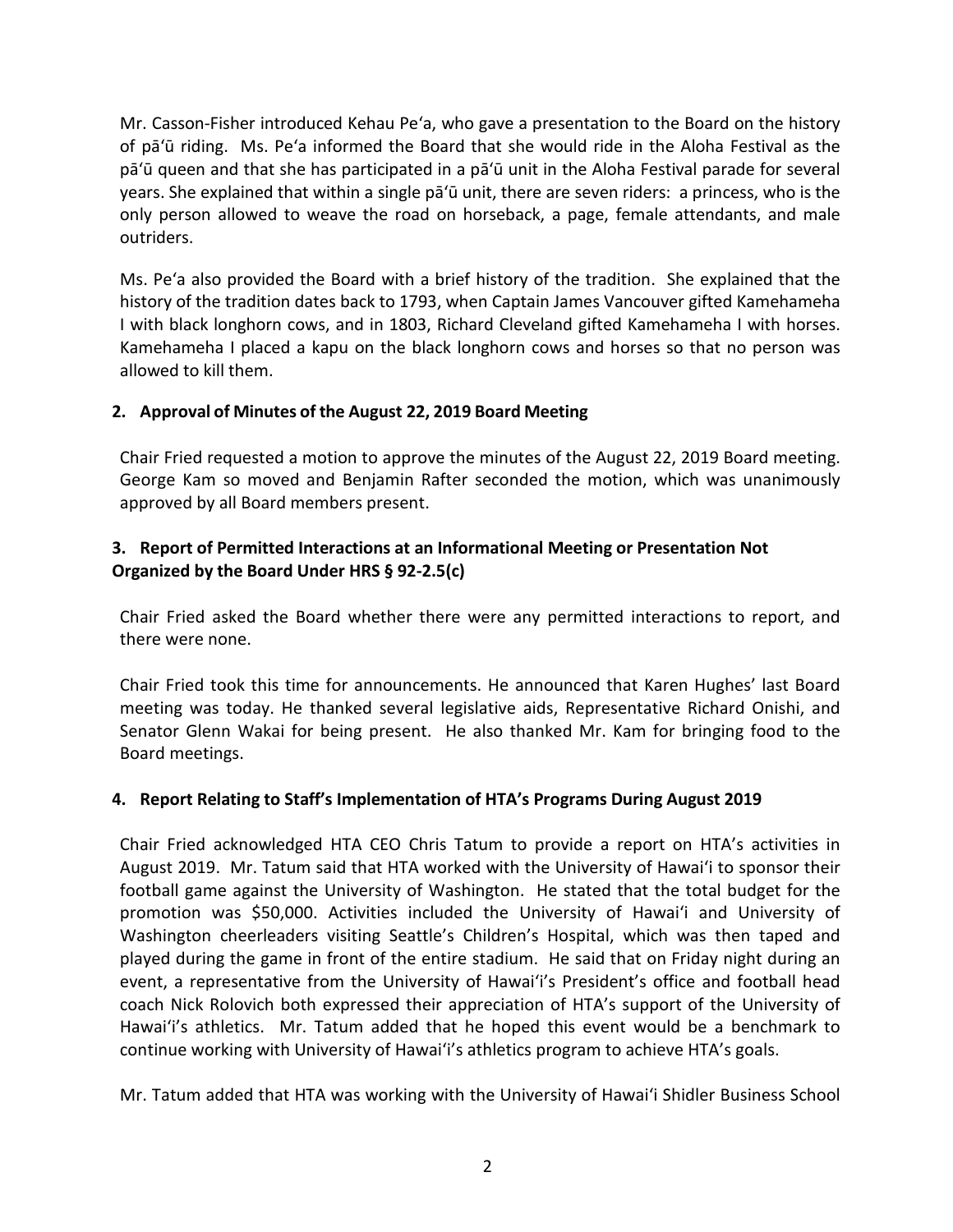Mr. Casson-Fisher introduced Kehau Peʻa, who gave a presentation to the Board on the history of pāʻū riding. Ms. Peʻa informed the Board that she would ride in the Aloha Festival as the pāʻū queen and that she has participated in a pāʻū unit in the Aloha Festival parade for several years. She explained that within a single pāʻū unit, there are seven riders: a princess, who is the only person allowed to weave the road on horseback, a page, female attendants, and male outriders.

Ms. Peʻa also provided the Board with a brief history of the tradition. She explained that the history of the tradition dates back to 1793, when Captain James Vancouver gifted Kamehameha I with black longhorn cows, and in 1803, Richard Cleveland gifted Kamehameha I with horses. Kamehameha I placed a kapu on the black longhorn cows and horses so that no person was allowed to kill them.

**2. Approval of Minutes of the August 22, 2019 Board Meeting**

Chair Fried requested a motion to approve the minutes of the August 22, 2019 Board meeting. George Kam so moved and Benjamin Rafter seconded the motion, which was unanimously approved by all Board members present.

**3. Report of Permitted Interactions at an Informational Meeting or Presentation Not Organized by the Board Under HRS § 92-2.5(c)**

Chair Fried asked the Board whether there were any permitted interactions to report, and there were none.

Chair Fried took this time for announcements. He announced that Karen Hughes' last Board meeting was today. He thanked several legislative aids, Representative Richard Onishi, and Senator Glenn Wakai for being present. He also thanked Mr. Kam for bringing food to the Board meetings.

**4. Report Relating to Staff's Implementation of HTA's Programs During August 2019**

Chair Fried acknowledged HTA CEO Chris Tatum to provide a report on HTA's activities in August 2019. Mr. Tatum said that HTA worked with the University of Hawaiʻi to sponsor their football game against the University of Washington. He stated that the total budget for the promotion was $50,000. Activities included the University of Hawaiʻi and University of Washington cheerleaders visiting Seattle's Children's Hospital, which was then taped and played during the game in front of the entire stadium. He said that on Friday night during an event, a representative from the University of Hawaiʻi's President's office and football head coach Nick Rolovich both expressed their appreciation of HTA's support of the University of Hawaiʻi's athletics. Mr. Tatum added that he hoped this event would be a benchmark to continue working with University of Hawaiʻi's athletics program to achieve HTA's goals.

Mr. Tatum added that HTA was working with the University of Hawaiʻi Shidler Business School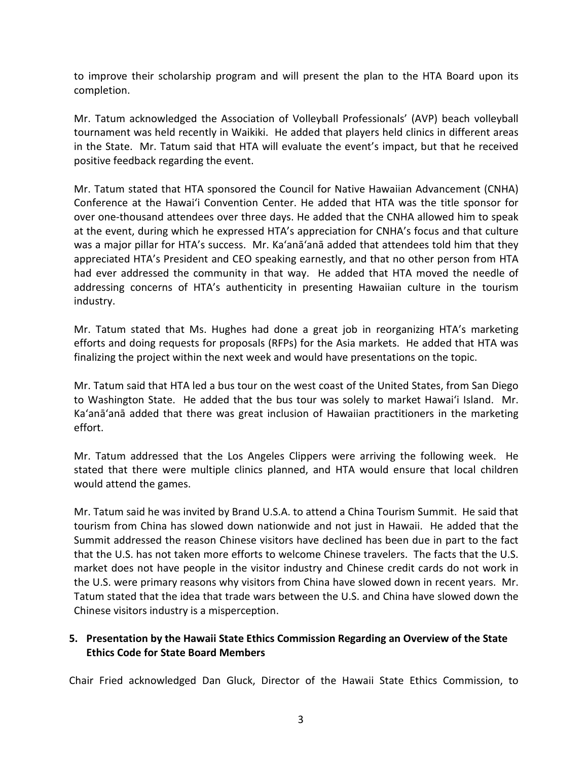to improve their scholarship program and will present the plan to the HTA Board upon its completion.

Mr. Tatum acknowledged the Association of Volleyball Professionals' (AVP) beach volleyball tournament was held recently in Waikiki. He added that players held clinics in different areas in the State. Mr. Tatum said that HTA will evaluate the event's impact, but that he received positive feedback regarding the event.

Mr. Tatum stated that HTA sponsored the Council for Native Hawaiian Advancement (CNHA) Conference at the Hawai'i Convention Center. He added that HTA was the title sponsor for over one-thousand attendees over three days. He added that the CNHA allowed him to speak at the event, during which he expressed HTA's appreciation for CNHA's focus and that culture was a major pillar for HTA's success. Mr. Ka'anā'anā added that attendees told him that they appreciated HTA's President and CEO speaking earnestly, and that no other person from HTA had ever addressed the community in that way. He added that HTA moved the needle of addressing concerns of HTA's authenticity in presenting Hawaiian culture in the tourism industry.

Mr. Tatum stated that Ms. Hughes had done a great job in reorganizing HTA's marketing efforts and doing requests for proposals (RFPs) for the Asia markets. He added that HTA was finalizing the project within the next week and would have presentations on the topic.

Mr. Tatum said that HTA led a bus tour on the west coast of the United States, from San Diego to Washington State. He added that the bus tour was solely to market Hawai'i Island. Mr. Ka'anā'anā added that there was great inclusion of Hawaiian practitioners in the marketing effort.

Mr. Tatum addressed that the Los Angeles Clippers were arriving the following week. He stated that there were multiple clinics planned, and HTA would ensure that local children would attend the games.

Mr. Tatum said he was invited by Brand U.S.A. to attend a China Tourism Summit. He said that tourism from China has slowed down nationwide and not just in Hawaii. He added that the Summit addressed the reason Chinese visitors have declined has been due in part to the fact that the U.S. has not taken more efforts to welcome Chinese travelers. The facts that the U.S. market does not have people in the visitor industry and Chinese credit cards do not work in the U.S. were primary reasons why visitors from China have slowed down in recent years. Mr. Tatum stated that the idea that trade wars between the U.S. and China have slowed down the Chinese visitors industry is a misperception.

**5. Presentation by the Hawaii State Ethics Commission Regarding an Overview of the State Ethics Code for State Board Members**

Chair Fried acknowledged Dan Gluck, Director of the Hawaii State Ethics Commission, to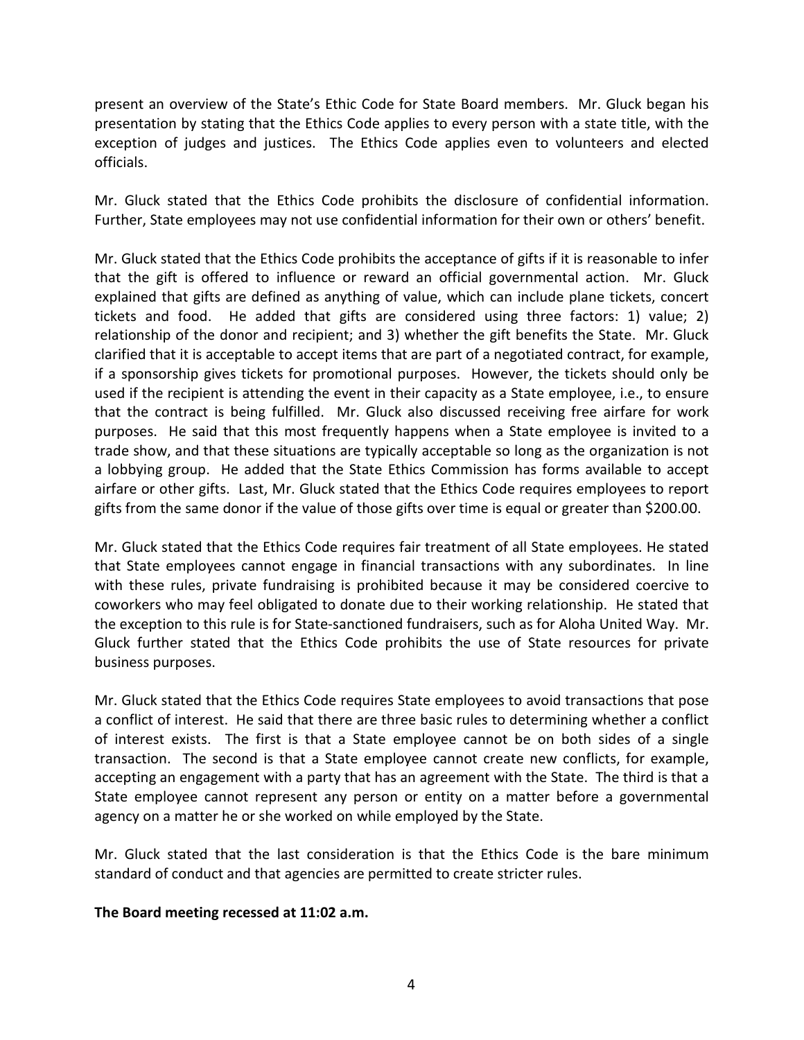present an overview of the State's Ethic Code for State Board members. Mr. Gluck began his presentation by stating that the Ethics Code applies to every person with a state title, with the exception of judges and justices. The Ethics Code applies even to volunteers and elected officials.

Mr. Gluck stated that the Ethics Code prohibits the disclosure of confidential information. Further, State employees may not use confidential information for their own or others' benefit.

Mr. Gluck stated that the Ethics Code prohibits the acceptance of gifts if it is reasonable to infer that the gift is offered to influence or reward an official governmental action. Mr. Gluck explained that gifts are defined as anything of value, which can include plane tickets, concert tickets and food. He added that gifts are considered using three factors: 1) value; 2) relationship of the donor and recipient; and 3) whether the gift benefits the State. Mr. Gluck clarified that it is acceptable to accept items that are part of a negotiated contract, for example, if a sponsorship gives tickets for promotional purposes. However, the tickets should only be used if the recipient is attending the event in their capacity as a State employee, i.e., to ensure that the contract is being fulfilled. Mr. Gluck also discussed receiving free airfare for work purposes. He said that this most frequently happens when a State employee is invited to a trade show, and that these situations are typically acceptable so long as the organization is not a lobbying group. He added that the State Ethics Commission has forms available to accept airfare or other gifts. Last, Mr. Gluck stated that the Ethics Code requires employees to report gifts from the same donor if the value of those gifts over time is equal or greater than $200.00.

Mr. Gluck stated that the Ethics Code requires fair treatment of all State employees. He stated that State employees cannot engage in financial transactions with any subordinates. In line with these rules, private fundraising is prohibited because it may be considered coercive to coworkers who may feel obligated to donate due to their working relationship. He stated that the exception to this rule is for State-sanctioned fundraisers, such as for Aloha United Way. Mr. Gluck further stated that the Ethics Code prohibits the use of State resources for private business purposes.

Mr. Gluck stated that the Ethics Code requires State employees to avoid transactions that pose a conflict of interest. He said that there are three basic rules to determining whether a conflict of interest exists. The first is that a State employee cannot be on both sides of a single transaction. The second is that a State employee cannot create new conflicts, for example, accepting an engagement with a party that has an agreement with the State. The third is that a State employee cannot represent any person or entity on a matter before a governmental agency on a matter he or she worked on while employed by the State.

Mr. Gluck stated that the last consideration is that the Ethics Code is the bare minimum standard of conduct and that agencies are permitted to create stricter rules.

**The Board meeting recessed at 11:02 a.m.**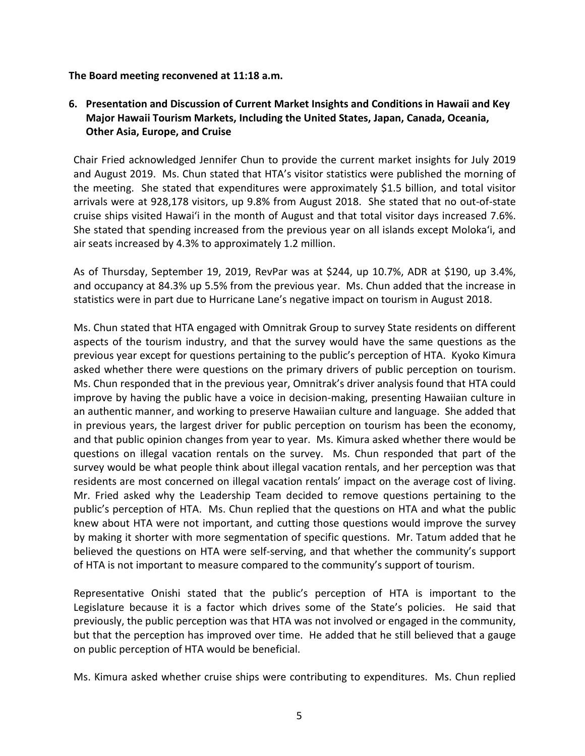**The Board meeting reconvened at 11:18 a.m.**

**6. Presentation and Discussion of Current Market Insights and Conditions in Hawaii and Key Major Hawaii Tourism Markets, Including the United States, Japan, Canada, Oceania, Other Asia, Europe, and Cruise**

Chair Fried acknowledged Jennifer Chun to provide the current market insights for July 2019 and August 2019. Ms. Chun stated that HTA's visitor statistics were published the morning of the meeting. She stated that expenditures were approximately $1.5 billion, and total visitor arrivals were at 928,178 visitors, up 9.8% from August 2018. She stated that no out-of-state cruise ships visited Hawaiʻi in the month of August and that total visitor days increased 7.6%. She stated that spending increased from the previous year on all islands except Molokaʻi, and air seats increased by 4.3% to approximately 1.2 million.

As of Thursday, September 19, 2019, RevPar was at $244, up 10.7%, ADR at $190, up 3.4%, and occupancy at 84.3% up 5.5% from the previous year. Ms. Chun added that the increase in statistics were in part due to Hurricane Lane's negative impact on tourism in August 2018.

Ms. Chun stated that HTA engaged with Omnitrak Group to survey State residents on different aspects of the tourism industry, and that the survey would have the same questions as the previous year except for questions pertaining to the public's perception of HTA. Kyoko Kimura asked whether there were questions on the primary drivers of public perception on tourism. Ms. Chun responded that in the previous year, Omnitrak's driver analysis found that HTA could improve by having the public have a voice in decision-making, presenting Hawaiian culture in an authentic manner, and working to preserve Hawaiian culture and language. She added that in previous years, the largest driver for public perception on tourism has been the economy, and that public opinion changes from year to year. Ms. Kimura asked whether there would be questions on illegal vacation rentals on the survey. Ms. Chun responded that part of the survey would be what people think about illegal vacation rentals, and her perception was that residents are most concerned on illegal vacation rentals' impact on the average cost of living. Mr. Fried asked why the Leadership Team decided to remove questions pertaining to the public's perception of HTA. Ms. Chun replied that the questions on HTA and what the public knew about HTA were not important, and cutting those questions would improve the survey by making it shorter with more segmentation of specific questions. Mr. Tatum added that he believed the questions on HTA were self-serving, and that whether the community's support of HTA is not important to measure compared to the community's support of tourism.

Representative Onishi stated that the public's perception of HTA is important to the Legislature because it is a factor which drives some of the State's policies. He said that previously, the public perception was that HTA was not involved or engaged in the community, but that the perception has improved over time. He added that he still believed that a gauge on public perception of HTA would be beneficial.

Ms. Kimura asked whether cruise ships were contributing to expenditures. Ms. Chun replied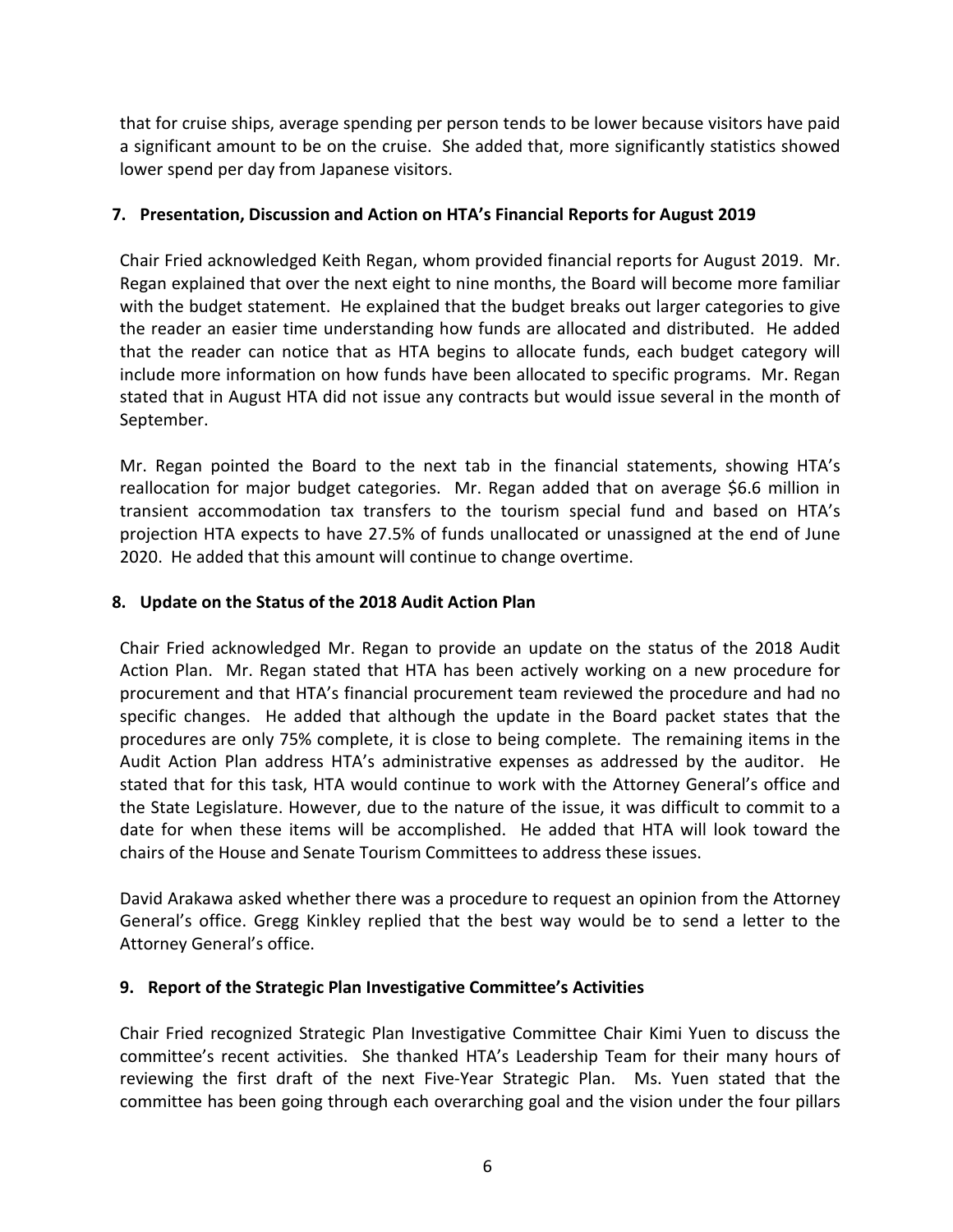that for cruise ships, average spending per person tends to be lower because visitors have paid a significant amount to be on the cruise. She added that, more significantly statistics showed lower spend per day from Japanese visitors.

**7. Presentation, Discussion and Action on HTA's Financial Reports for August 2019**

Chair Fried acknowledged Keith Regan, whom provided financial reports for August 2019. Mr. Regan explained that over the next eight to nine months, the Board will become more familiar with the budget statement. He explained that the budget breaks out larger categories to give the reader an easier time understanding how funds are allocated and distributed. He added that the reader can notice that as HTA begins to allocate funds, each budget category will include more information on how funds have been allocated to specific programs. Mr. Regan stated that in August HTA did not issue any contracts but would issue several in the month of September.

Mr. Regan pointed the Board to the next tab in the financial statements, showing HTA's reallocation for major budget categories. Mr. Regan added that on average $6.6 million in transient accommodation tax transfers to the tourism special fund and based on HTA's projection HTA expects to have 27.5% of funds unallocated or unassigned at the end of June 2020. He added that this amount will continue to change overtime.

**8. Update on the Status of the 2018 Audit Action Plan**

Chair Fried acknowledged Mr. Regan to provide an update on the status of the 2018 Audit Action Plan. Mr. Regan stated that HTA has been actively working on a new procedure for procurement and that HTA's financial procurement team reviewed the procedure and had no specific changes. He added that although the update in the Board packet states that the procedures are only 75% complete, it is close to being complete. The remaining items in the Audit Action Plan address HTA's administrative expenses as addressed by the auditor. He stated that for this task, HTA would continue to work with the Attorney General's office and the State Legislature. However, due to the nature of the issue, it was difficult to commit to a date for when these items will be accomplished. He added that HTA will look toward the chairs of the House and Senate Tourism Committees to address these issues.

David Arakawa asked whether there was a procedure to request an opinion from the Attorney General's office. Gregg Kinkley replied that the best way would be to send a letter to the Attorney General's office.

**9. Report of the Strategic Plan Investigative Committee's Activities**

Chair Fried recognized Strategic Plan Investigative Committee Chair Kimi Yuen to discuss the committee's recent activities. She thanked HTA's Leadership Team for their many hours of reviewing the first draft of the next Five-Year Strategic Plan. Ms. Yuen stated that the committee has been going through each overarching goal and the vision under the four pillars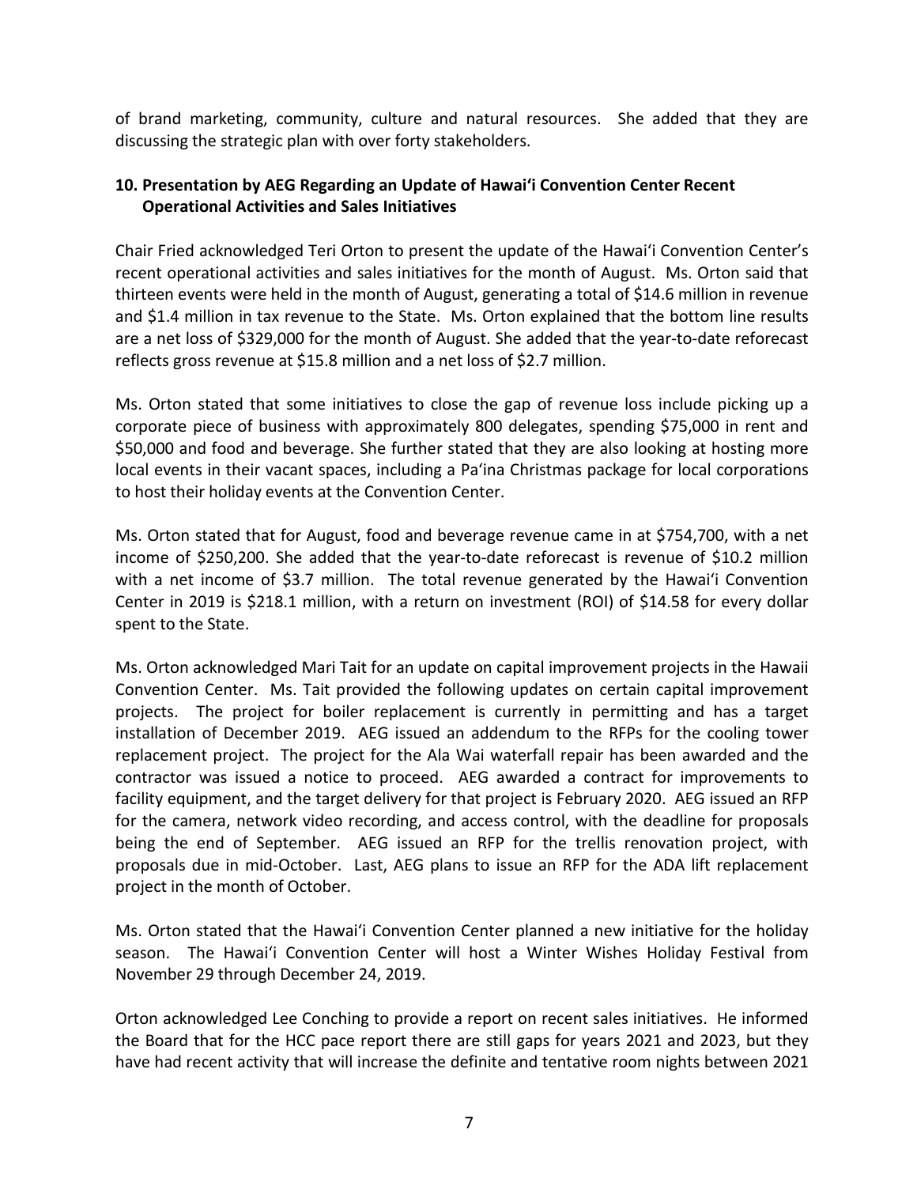of brand marketing, community, culture and natural resources. She added that they are discussing the strategic plan with over forty stakeholders.

**10. Presentation by AEG Regarding an Update of Hawaiʻi Convention Center Recent Operational Activities and Sales Initiatives**

Chair Fried acknowledged Teri Orton to present the update of the Hawaiʻi Convention Center's recent operational activities and sales initiatives for the month of August. Ms. Orton said that thirteen events were held in the month of August, generating a total of $14.6 million in revenue and $1.4 million in tax revenue to the State. Ms. Orton explained that the bottom line results are a net loss of $329,000 for the month of August. She added that the year-to-date reforecast reflects gross revenue at $15.8 million and a net loss of $2.7 million.

Ms. Orton stated that some initiatives to close the gap of revenue loss include picking up a corporate piece of business with approximately 800 delegates, spending $75,000 in rent and $50,000 and food and beverage. She further stated that they are also looking at hosting more local events in their vacant spaces, including a Paʻina Christmas package for local corporations to host their holiday events at the Convention Center.

Ms. Orton stated that for August, food and beverage revenue came in at $754,700, with a net income of $250,200. She added that the year-to-date reforecast is revenue of $10.2 million with a net income of $3.7 million. The total revenue generated by the Hawaiʻi Convention Center in 2019 is $218.1 million, with a return on investment (ROI) of $14.58 for every dollar spent to the State.

Ms. Orton acknowledged Mari Tait for an update on capital improvement projects in the Hawaii Convention Center. Ms. Tait provided the following updates on certain capital improvement projects. The project for boiler replacement is currently in permitting and has a target installation of December 2019. AEG issued an addendum to the RFPs for the cooling tower replacement project. The project for the Ala Wai waterfall repair has been awarded and the contractor was issued a notice to proceed. AEG awarded a contract for improvements to facility equipment, and the target delivery for that project is February 2020. AEG issued an RFP for the camera, network video recording, and access control, with the deadline for proposals being the end of September. AEG issued an RFP for the trellis renovation project, with proposals due in mid-October. Last, AEG plans to issue an RFP for the ADA lift replacement project in the month of October.

Ms. Orton stated that the Hawaiʻi Convention Center planned a new initiative for the holiday season. The Hawaiʻi Convention Center will host a Winter Wishes Holiday Festival from November 29 through December 24, 2019.

Orton acknowledged Lee Conching to provide a report on recent sales initiatives. He informed the Board that for the HCC pace report there are still gaps for years 2021 and 2023, but they have had recent activity that will increase the definite and tentative room nights between 2021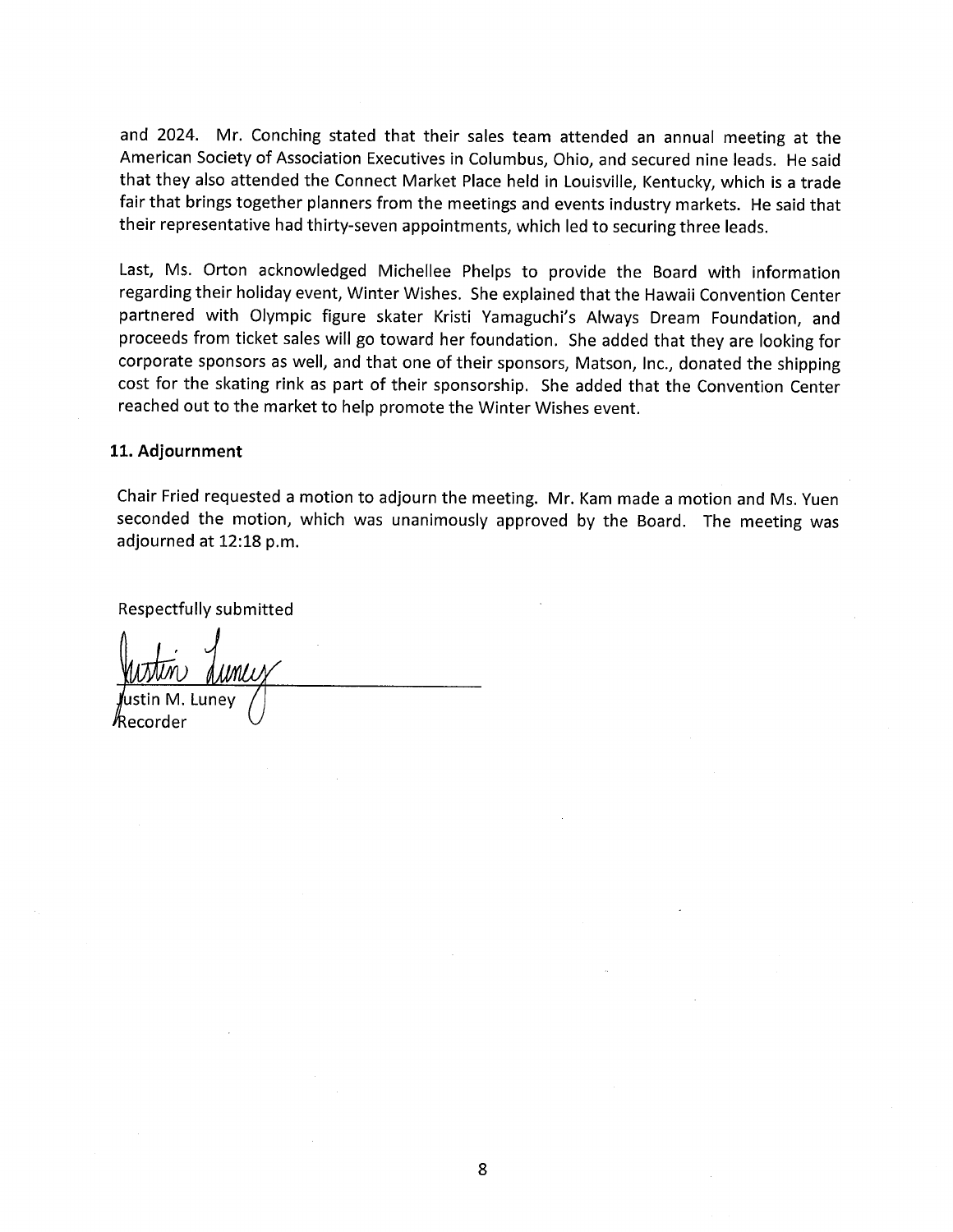and 2024. Mr. Conching stated that their sales team attended an annual meeting at the American Society of Association Executives in Columbus, Ohio, and secured nine leads. He said that they also attended the Connect Market Place held in Louisville, Kentucky, which is a trade fair that brings together planners from the meetings and events industry markets. He said that their representative had thirty-seven appointments, which led to securing three leads.

Last, Ms. Orton acknowledged Michellee Phelps to provide the Board with information regarding their holiday event, Winter Wishes. She explained that the Hawaii Convention Center partnered with Olympic figure skater Kristi Yamaguchi's Always Dream Foundation, and proceeds from ticket sales will go toward her foundation. She added that they are looking for corporate sponsors as well, and that one of their sponsors, Matson, Inc., donated the shipping cost for the skating rink as part of their sponsorship. She added that the Convention Center reached out to the market to help promote the Winter Wishes event.

**11. Adjournment**

Chair Fried requested a motion to adjourn the meeting. Mr. Kam made a motion and Ms. Yuen seconded the motion, which was unanimously approved by the Board. The meeting was adjourned at 12:18 p.m.

Respectfully submitted

Justin M. Luney
Recorder